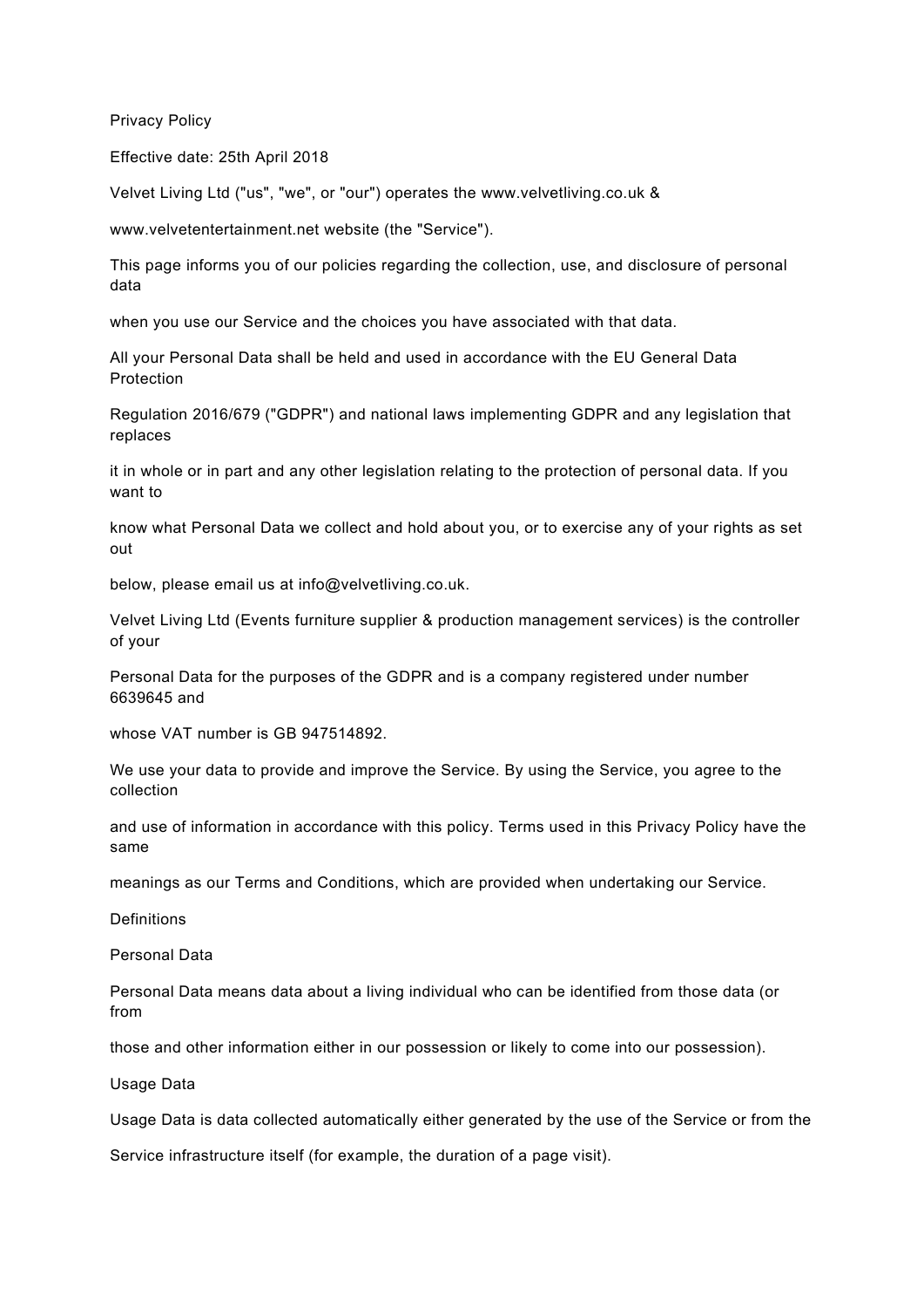# Privacy Policy

Effective date: 25th April 2018

Velvet Living Ltd ("us", "we", or "our") operates the www.velvetliving.co.uk & www.velvetentertainment.net website (the "Service").

This page informs you of our policies regarding the collection, use, and disclosure of personal data when you use our Service and the choices you have associated with that data.

All your Personal Data shall be held and used in accordance with the EU General Data Protection Regulation 2016/679 ("GDPR") and national laws implementing GDPR and any legislation that replaces it in whole or in part and any other legislation relating to the protection of personal data. If you want to know what Personal Data we collect and hold about you, or to exercise any of your rights as set out below, please email us at info@velvetliving.co.uk.

Velvet Living Ltd (Events furniture supplier & production management services) is the controller of your Personal Data for the purposes of the GDPR and is a company registered under number 6639645 and whose VAT number is GB 947514892.

We use your data to provide and improve the Service. By using the Service, you agree to the collection and use of information in accordance with this policy. Terms used in this Privacy Policy have the same meanings as our Terms and Conditions, which are provided when undertaking our Service.

## Definitions

### Personal Data

Personal Data means data about a living individual who can be identified from those data (or from those and other information either in our possession or likely to come into our possession).

### Usage Data

Usage Data is data collected automatically either generated by the use of the Service or from the Service infrastructure itself (for example, the duration of a page visit).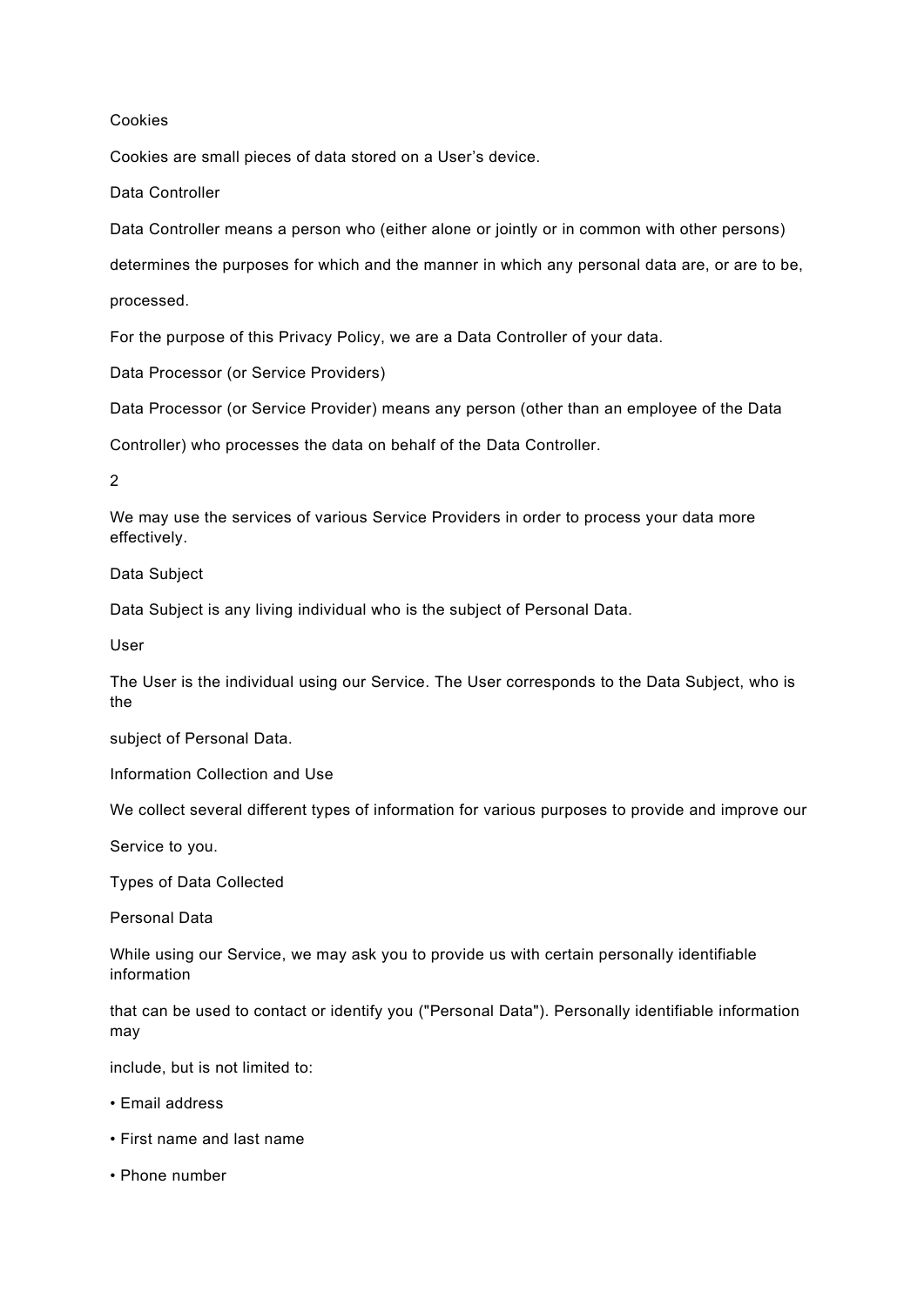### Cookies

Cookies are small pieces of data stored on a User's device.

### Data Controller

Data Controller means a person who (either alone or jointly or in common with other persons) determines the purposes for which and the manner in which any personal data are, or are to be, processed.

For the purpose of this Privacy Policy, we are a Data Controller of your data.

### Data Processor (or Service Providers)

Data Processor (or Service Provider) means any person (other than an employee of the Data Controller) who processes the data on behalf of the Data Controller.

We may use the services of various Service Providers in order to process your data more effectively.

### Data Subject

Data Subject is any living individual who is the subject of Personal Data.

### User

The User is the individual using our Service. The User corresponds to the Data Subject, who is the subject of Personal Data.

## Information Collection and Use

We collect several different types of information for various purposes to provide and improve our Service to you.

### Types of Data Collected

#### Personal Data

While using our Service, we may ask you to provide us with certain personally identifiable information that can be used to contact or identify you ("Personal Data"). Personally identifiable information may include, but is not limited to:

- Email address
- First name and last name
- Phone number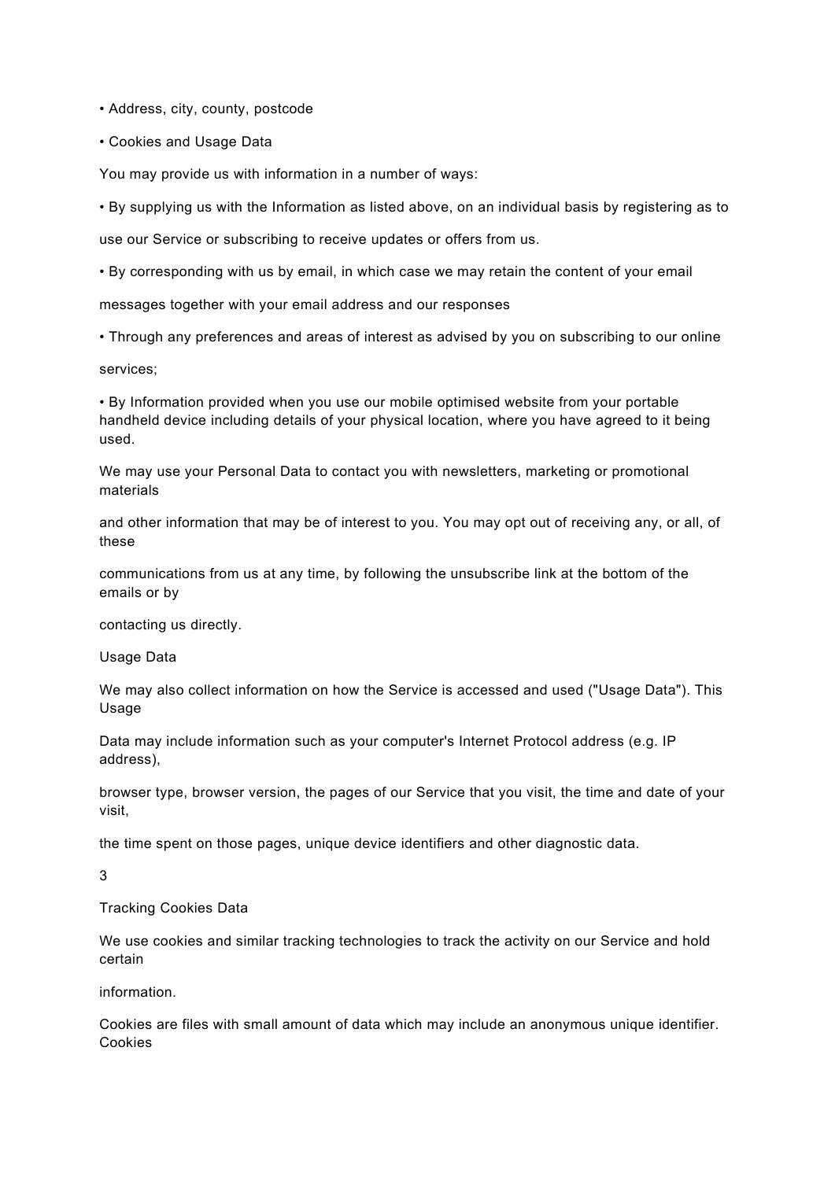- Address, city, county, postcode
- Cookies and Usage Data

You may provide us with information in a number of ways:

- By supplying us with the Information as listed above, on an individual basis by registering as to use our Service or subscribing to receive updates or offers from us.
- By corresponding with us by email, in which case we may retain the content of your email messages together with your email address and our responses
- Through any preferences and areas of interest as advised by you on subscribing to our online services;
- By Information provided when you use our mobile optimised website from your portable handheld device including details of your physical location, where you have agreed to it being used.

We may use your Personal Data to contact you with newsletters, marketing or promotional materials and other information that may be of interest to you. You may opt out of receiving any, or all, of these communications from us at any time, by following the unsubscribe link at the bottom of the emails or by contacting us directly.

Usage Data

We may also collect information on how the Service is accessed and used ("Usage Data"). This Usage Data may include information such as your computer's Internet Protocol address (e.g. IP address), browser type, browser version, the pages of our Service that you visit, the time and date of your visit, the time spent on those pages, unique device identifiers and other diagnostic data.

Tracking Cookies Data

We use cookies and similar tracking technologies to track the activity on our Service and hold certain information.

Cookies are files with small amount of data which may include an anonymous unique identifier. Cookies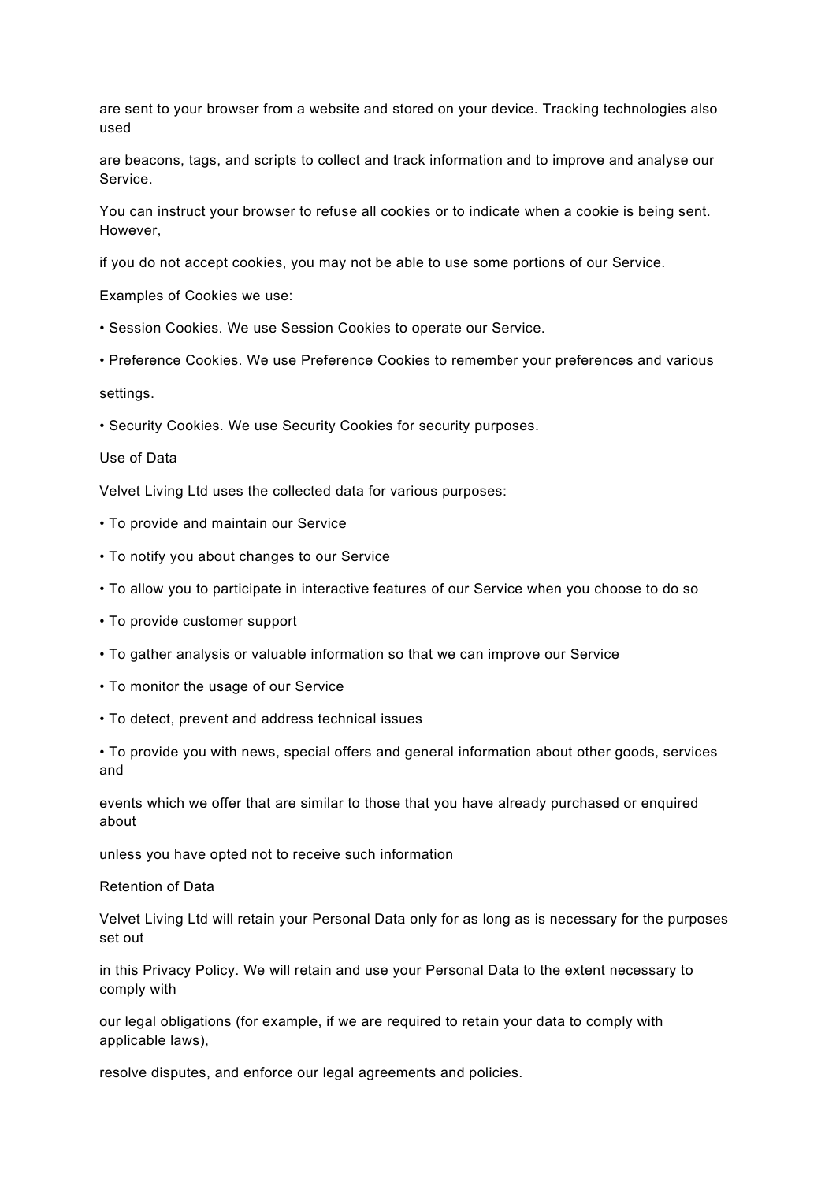are sent to your browser from a website and stored on your device. Tracking technologies also used are beacons, tags, and scripts to collect and track information and to improve and analyse our Service.

You can instruct your browser to refuse all cookies or to indicate when a cookie is being sent. However, if you do not accept cookies, you may not be able to use some portions of our Service.

Examples of Cookies we use:

- Session Cookies. We use Session Cookies to operate our Service.
- Preference Cookies. We use Preference Cookies to remember your preferences and various settings.
- Security Cookies. We use Security Cookies for security purposes.

Use of Data

Velvet Living Ltd uses the collected data for various purposes:

- To provide and maintain our Service
- To notify you about changes to our Service
- To allow you to participate in interactive features of our Service when you choose to do so
- To provide customer support
- To gather analysis or valuable information so that we can improve our Service
- To monitor the usage of our Service
- To detect, prevent and address technical issues
- To provide you with news, special offers and general information about other goods, services and events which we offer that are similar to those that you have already purchased or enquired about unless you have opted not to receive such information

Retention of Data

Velvet Living Ltd will retain your Personal Data only for as long as is necessary for the purposes set out in this Privacy Policy. We will retain and use your Personal Data to the extent necessary to comply with our legal obligations (for example, if we are required to retain your data to comply with applicable laws), resolve disputes, and enforce our legal agreements and policies.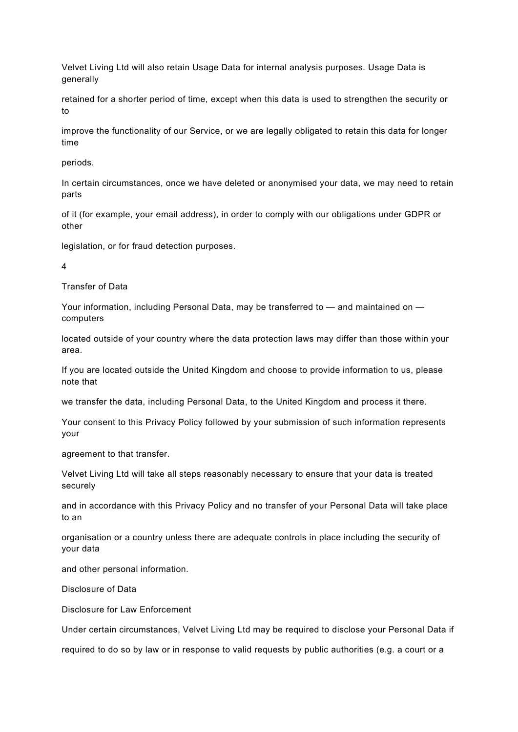Velvet Living Ltd will also retain Usage Data for internal analysis purposes. Usage Data is generally retained for a shorter period of time, except when this data is used to strengthen the security or to improve the functionality of our Service, or we are legally obligated to retain this data for longer time periods.

In certain circumstances, once we have deleted or anonymised your data, we may need to retain parts of it (for example, your email address), in order to comply with our obligations under GDPR or other legislation, or for fraud detection purposes.

4

## Transfer of Data

Your information, including Personal Data, may be transferred to — and maintained on — computers located outside of your country where the data protection laws may differ than those within your area.

If you are located outside the United Kingdom and choose to provide information to us, please note that we transfer the data, including Personal Data, to the United Kingdom and process it there.

Your consent to this Privacy Policy followed by your submission of such information represents your agreement to that transfer.

Velvet Living Ltd will take all steps reasonably necessary to ensure that your data is treated securely and in accordance with this Privacy Policy and no transfer of your Personal Data will take place to an organisation or a country unless there are adequate controls in place including the security of your data and other personal information.

## Disclosure of Data

### Disclosure for Law Enforcement

Under certain circumstances, Velvet Living Ltd may be required to disclose your Personal Data if required to do so by law or in response to valid requests by public authorities (e.g. a court or a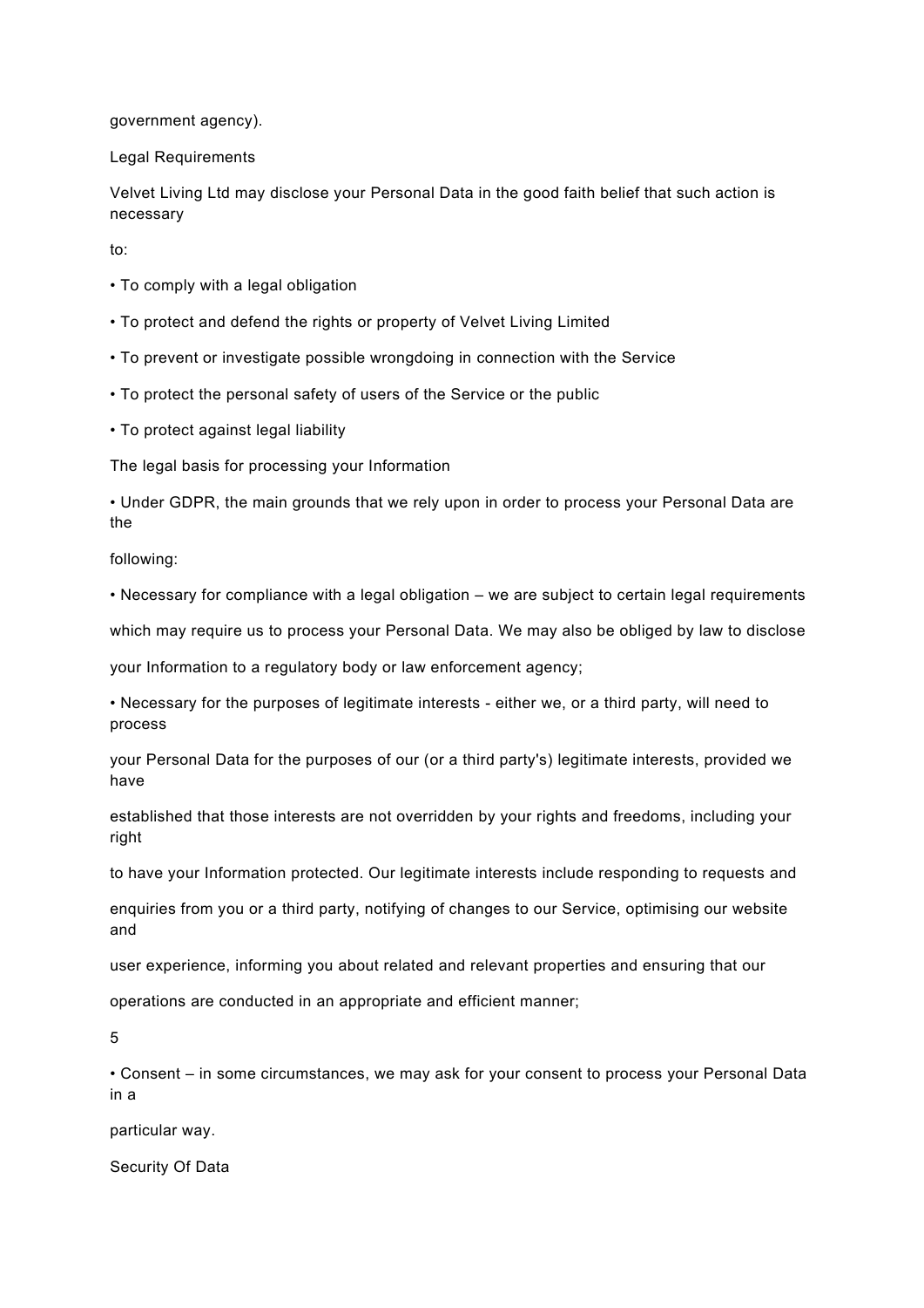government agency).

## Legal Requirements

Velvet Living Ltd may disclose your Personal Data in the good faith belief that such action is necessary to:

- To comply with a legal obligation
- To protect and defend the rights or property of Velvet Living Limited
- To prevent or investigate possible wrongdoing in connection with the Service
- To protect the personal safety of users of the Service or the public
- To protect against legal liability

## The legal basis for processing your Information

- Under GDPR, the main grounds that we rely upon in order to process your Personal Data are the following:
- Necessary for compliance with a legal obligation – we are subject to certain legal requirements which may require us to process your Personal Data. We may also be obliged by law to disclose your Information to a regulatory body or law enforcement agency;
- Necessary for the purposes of legitimate interests - either we, or a third party, will need to process your Personal Data for the purposes of our (or a third party's) legitimate interests, provided we have established that those interests are not overridden by your rights and freedoms, including your right to have your Information protected. Our legitimate interests include responding to requests and enquiries from you or a third party, notifying of changes to our Service, optimising our website and user experience, informing you about related and relevant properties and ensuring that our operations are conducted in an appropriate and efficient manner;
- Consent – in some circumstances, we may ask for your consent to process your Personal Data in a particular way.

## Security Of Data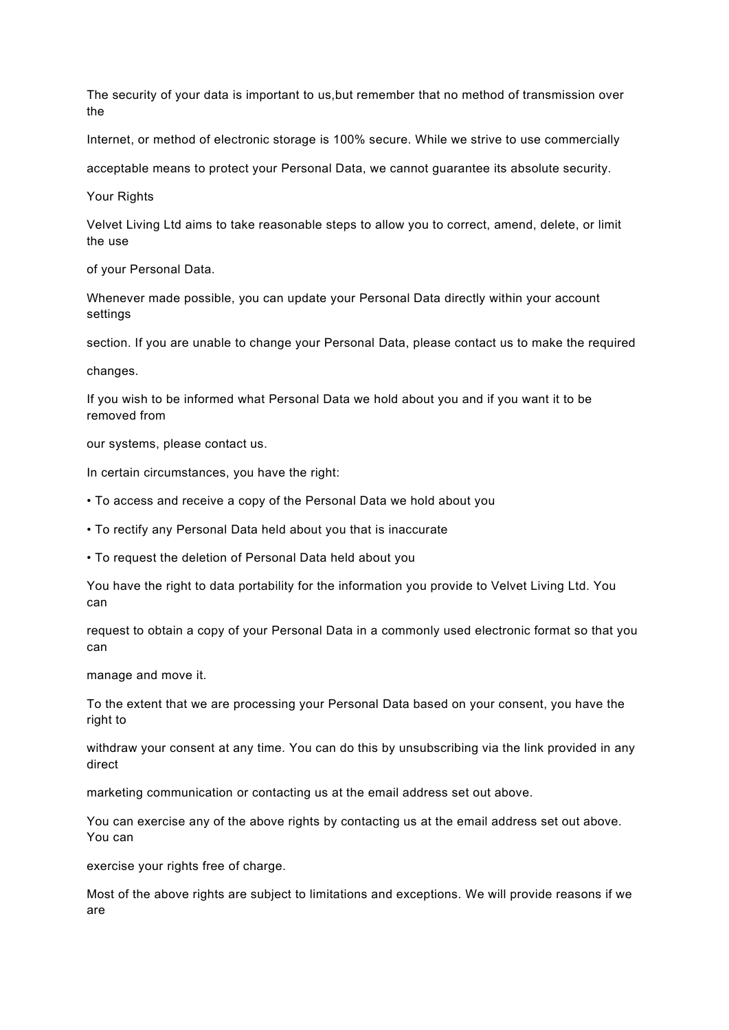The security of your data is important to us,but remember that no method of transmission over the Internet, or method of electronic storage is 100% secure. While we strive to use commercially acceptable means to protect your Personal Data, we cannot guarantee its absolute security.

## Your Rights

Velvet Living Ltd aims to take reasonable steps to allow you to correct, amend, delete, or limit the use of your Personal Data.

Whenever made possible, you can update your Personal Data directly within your account settings section. If you are unable to change your Personal Data, please contact us to make the required changes.

If you wish to be informed what Personal Data we hold about you and if you want it to be removed from our systems, please contact us.

In certain circumstances, you have the right:

- To access and receive a copy of the Personal Data we hold about you
- To rectify any Personal Data held about you that is inaccurate
- To request the deletion of Personal Data held about you

You have the right to data portability for the information you provide to Velvet Living Ltd. You can request to obtain a copy of your Personal Data in a commonly used electronic format so that you can manage and move it.

To the extent that we are processing your Personal Data based on your consent, you have the right to withdraw your consent at any time. You can do this by unsubscribing via the link provided in any direct marketing communication or contacting us at the email address set out above.

You can exercise any of the above rights by contacting us at the email address set out above. You can exercise your rights free of charge.

Most of the above rights are subject to limitations and exceptions. We will provide reasons if we are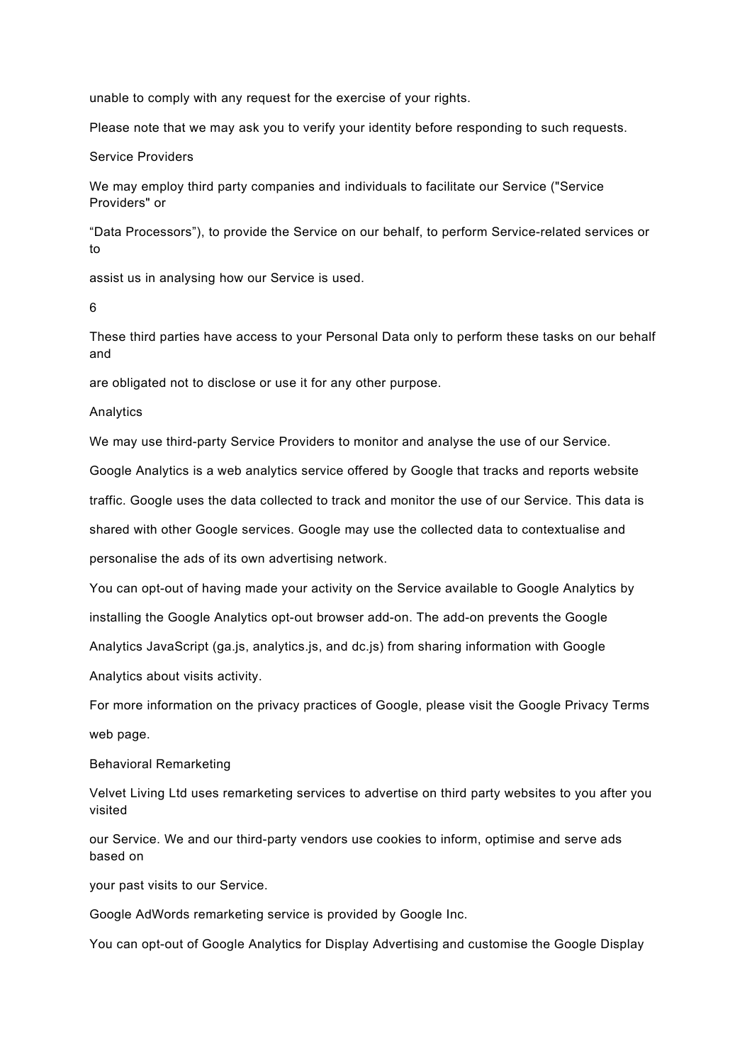unable to comply with any request for the exercise of your rights.

Please note that we may ask you to verify your identity before responding to such requests.

## Service Providers

We may employ third party companies and individuals to facilitate our Service ("Service Providers" or "Data Processors"), to provide the Service on our behalf, to perform Service-related services or to assist us in analysing how our Service is used.

These third parties have access to your Personal Data only to perform these tasks on our behalf and are obligated not to disclose or use it for any other purpose.

## Analytics

We may use third-party Service Providers to monitor and analyse the use of our Service.

Google Analytics is a web analytics service offered by Google that tracks and reports website traffic. Google uses the data collected to track and monitor the use of our Service. This data is shared with other Google services. Google may use the collected data to contextualise and personalise the ads of its own advertising network.

You can opt-out of having made your activity on the Service available to Google Analytics by installing the Google Analytics opt-out browser add-on. The add-on prevents the Google Analytics JavaScript (ga.js, analytics.js, and dc.js) from sharing information with Google Analytics about visits activity.

For more information on the privacy practices of Google, please visit the Google Privacy Terms web page.

## Behavioral Remarketing

Velvet Living Ltd uses remarketing services to advertise on third party websites to you after you visited our Service. We and our third-party vendors use cookies to inform, optimise and serve ads based on your past visits to our Service.

Google AdWords remarketing service is provided by Google Inc.

You can opt-out of Google Analytics for Display Advertising and customise the Google Display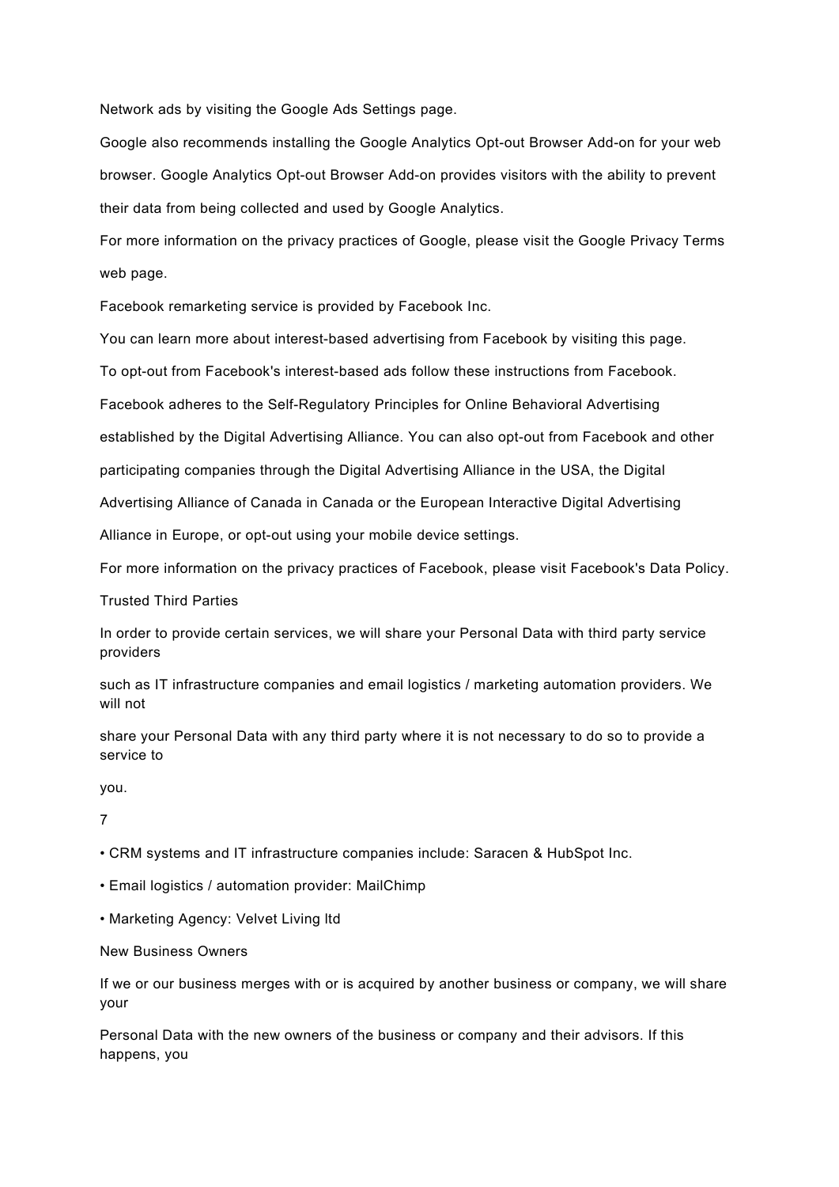Network ads by visiting the Google Ads Settings page.

Google also recommends installing the Google Analytics Opt-out Browser Add-on for your web browser. Google Analytics Opt-out Browser Add-on provides visitors with the ability to prevent their data from being collected and used by Google Analytics.

For more information on the privacy practices of Google, please visit the Google Privacy Terms web page.

Facebook remarketing service is provided by Facebook Inc.

You can learn more about interest-based advertising from Facebook by visiting this page.

To opt-out from Facebook's interest-based ads follow these instructions from Facebook.

Facebook adheres to the Self-Regulatory Principles for Online Behavioral Advertising established by the Digital Advertising Alliance. You can also opt-out from Facebook and other participating companies through the Digital Advertising Alliance in the USA, the Digital Advertising Alliance of Canada in Canada or the European Interactive Digital Advertising Alliance in Europe, or opt-out using your mobile device settings.

For more information on the privacy practices of Facebook, please visit Facebook's Data Policy.

Trusted Third Parties

In order to provide certain services, we will share your Personal Data with third party service providers such as IT infrastructure companies and email logistics / marketing automation providers. We will not share your Personal Data with any third party where it is not necessary to do so to provide a service to you.

- CRM systems and IT infrastructure companies include: Saracen & HubSpot Inc.
- Email logistics / automation provider: MailChimp
- Marketing Agency: Velvet Living ltd

New Business Owners

If we or our business merges with or is acquired by another business or company, we will share your Personal Data with the new owners of the business or company and their advisors. If this happens, you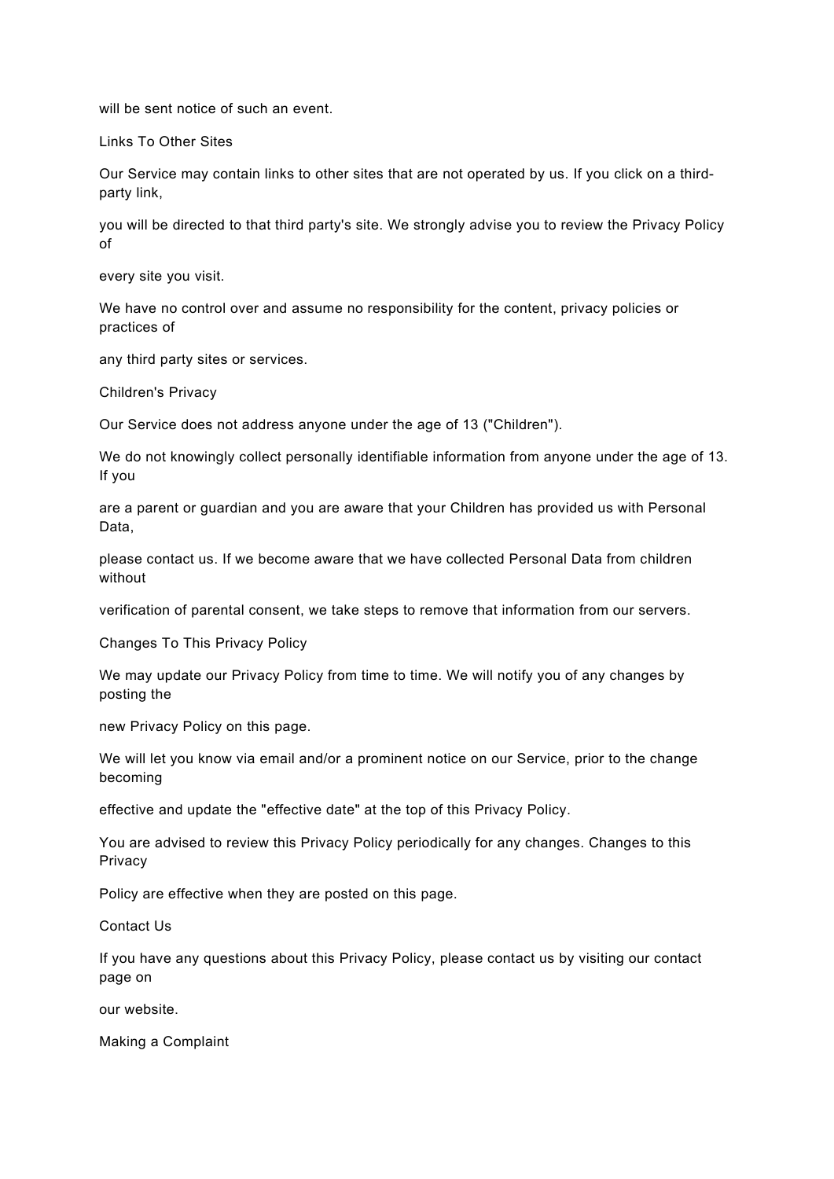will be sent notice of such an event.

## Links To Other Sites

Our Service may contain links to other sites that are not operated by us. If you click on a third-party link, you will be directed to that third party's site. We strongly advise you to review the Privacy Policy of every site you visit.

We have no control over and assume no responsibility for the content, privacy policies or practices of any third party sites or services.

## Children's Privacy

Our Service does not address anyone under the age of 13 ("Children").

We do not knowingly collect personally identifiable information from anyone under the age of 13. If you are a parent or guardian and you are aware that your Children has provided us with Personal Data, please contact us. If we become aware that we have collected Personal Data from children without verification of parental consent, we take steps to remove that information from our servers.

## Changes To This Privacy Policy

We may update our Privacy Policy from time to time. We will notify you of any changes by posting the new Privacy Policy on this page.

We will let you know via email and/or a prominent notice on our Service, prior to the change becoming effective and update the "effective date" at the top of this Privacy Policy.

You are advised to review this Privacy Policy periodically for any changes. Changes to this Privacy Policy are effective when they are posted on this page.

## Contact Us

If you have any questions about this Privacy Policy, please contact us by visiting our contact page on our website.

## Making a Complaint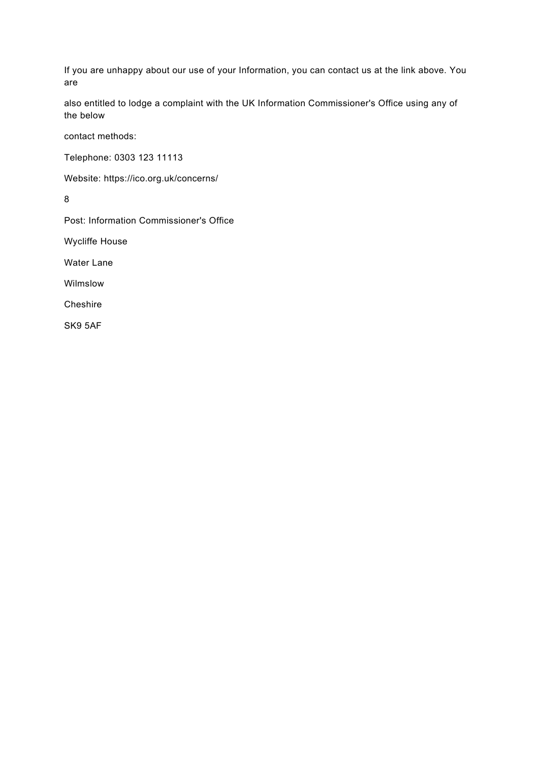If you are unhappy about our use of your Information, you can contact us at the link above. You are also entitled to lodge a complaint with the UK Information Commissioner's Office using any of the below contact methods:

Telephone: 0303 123 11113

Website: https://ico.org.uk/concerns/

Post: Information Commissioner's Office

Wycliffe House

Water Lane

Wilmslow

Cheshire

SK9 5AF